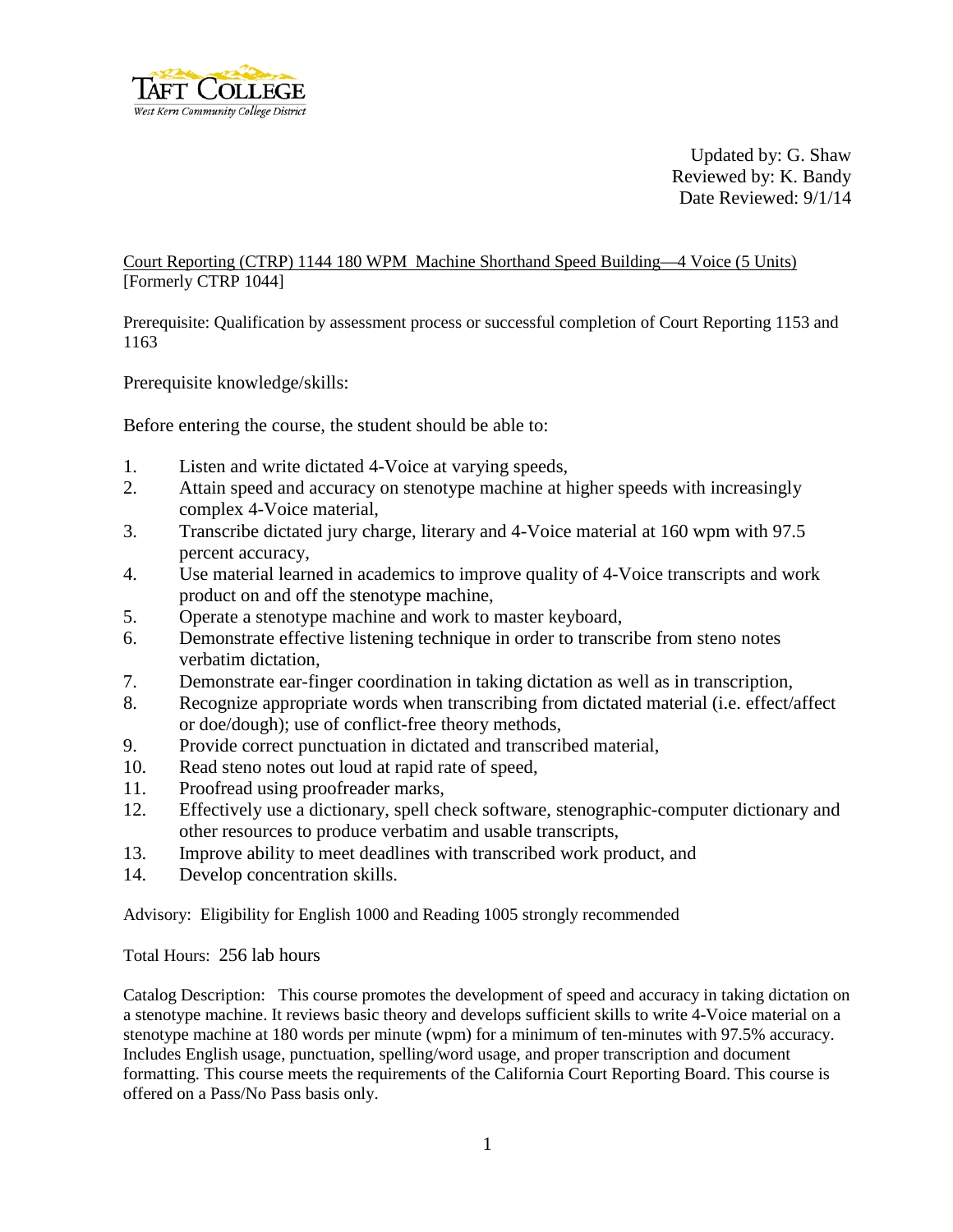Taft College
West Kern Community College District

Updated by: G. Shaw
Reviewed by: K. Bandy
Date Reviewed: 9/1/14

Court Reporting (CTRP) 1144 180 WPM Machine Shorthand Speed Building—4 Voice (5 Units)
[Formerly CTRP 1044]

Prerequisite: Qualification by assessment process or successful completion of Court Reporting 1153 and 1163

Prerequisite knowledge/skills:

Before entering the course, the student should be able to:

1. Listen and write dictated 4-Voice at varying speeds,
2. Attain speed and accuracy on stenotype machine at higher speeds with increasingly complex 4-Voice material,
3. Transcribe dictated jury charge, literary and 4-Voice material at 160 wpm with 97.5 percent accuracy,
4. Use material learned in academics to improve quality of 4-Voice transcripts and work product on and off the stenotype machine,
5. Operate a stenotype machine and work to master keyboard,
6. Demonstrate effective listening technique in order to transcribe from steno notes verbatim dictation,
7. Demonstrate ear-finger coordination in taking dictation as well as in transcription,
8. Recognize appropriate words when transcribing from dictated material (i.e. effect/affect or doe/dough); use of conflict-free theory methods,
9. Provide correct punctuation in dictated and transcribed material,
10. Read steno notes out loud at rapid rate of speed,
11. Proofread using proofreader marks,
12. Effectively use a dictionary, spell check software, stenographic-computer dictionary and other resources to produce verbatim and usable transcripts,
13. Improve ability to meet deadlines with transcribed work product, and
14. Develop concentration skills.

Advisory: Eligibility for English 1000 and Reading 1005 strongly recommended

Total Hours: 256 lab hours

Catalog Description: This course promotes the development of speed and accuracy in taking dictation on a stenotype machine. It reviews basic theory and develops sufficient skills to write 4-Voice material on a stenotype machine at 180 words per minute (wpm) for a minimum of ten-minutes with 97.5% accuracy. Includes English usage, punctuation, spelling/word usage, and proper transcription and document formatting. This course meets the requirements of the California Court Reporting Board. This course is offered on a Pass/No Pass basis only.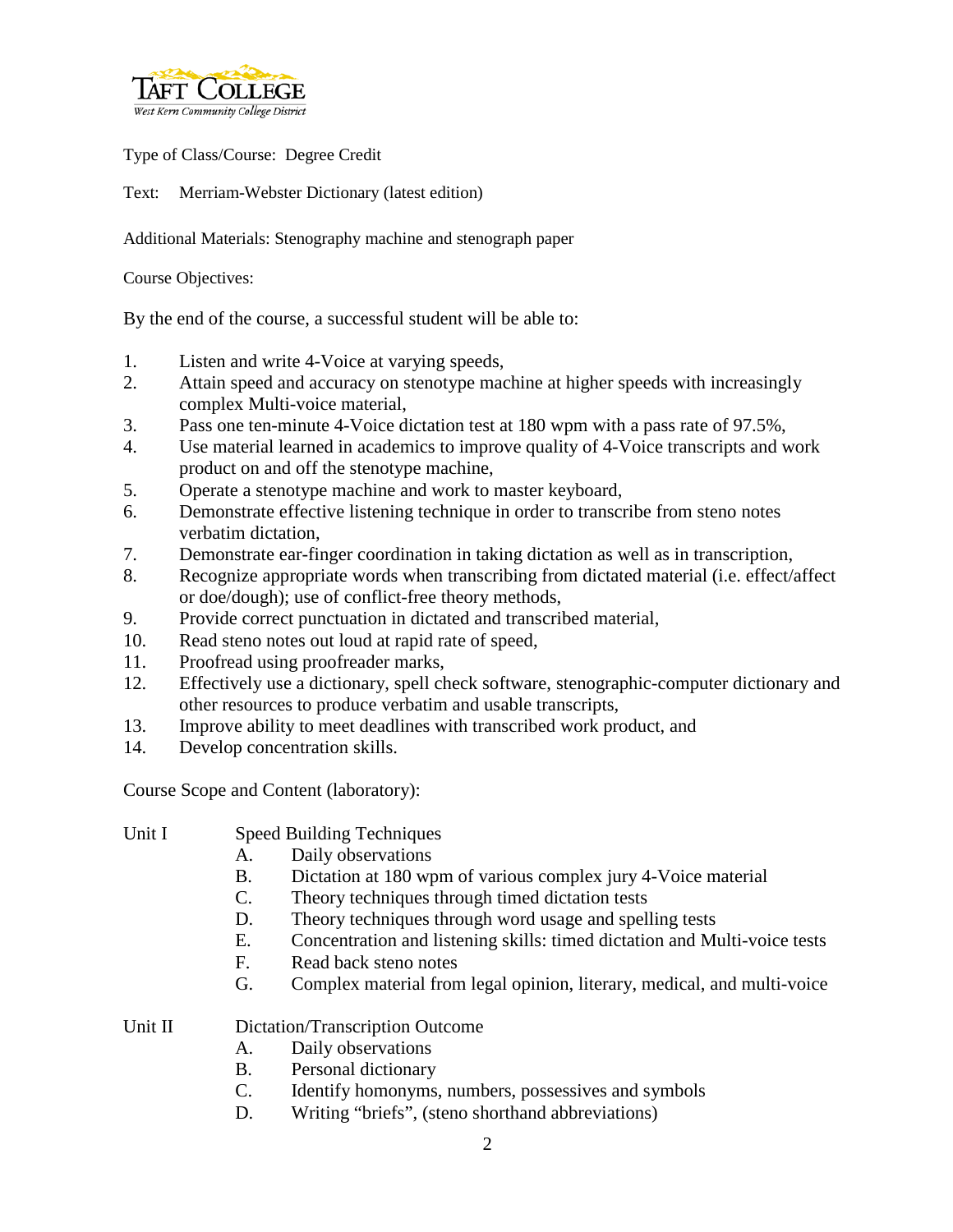Type of Class/Course: Degree Credit

Text: Merriam-Webster Dictionary (latest edition)

Additional Materials: Stenography machine and stenograph paper

Course Objectives:

By the end of the course, a successful student will be able to:

1. Listen and write 4-Voice at varying speeds,
2. Attain speed and accuracy on stenotype machine at higher speeds with increasingly complex Multi-voice material,
3. Pass one ten-minute 4-Voice dictation test at 180 wpm with a pass rate of 97.5%,
4. Use material learned in academics to improve quality of 4-Voice transcripts and work product on and off the stenotype machine,
5. Operate a stenotype machine and work to master keyboard,
6. Demonstrate effective listening technique in order to transcribe from steno notes verbatim dictation,
7. Demonstrate ear-finger coordination in taking dictation as well as in transcription,
8. Recognize appropriate words when transcribing from dictated material (i.e. effect/affect or doe/dough); use of conflict-free theory methods,
9. Provide correct punctuation in dictated and transcribed material,
10. Read steno notes out loud at rapid rate of speed,
11. Proofread using proofreader marks,
12. Effectively use a dictionary, spell check software, stenographic-computer dictionary and other resources to produce verbatim and usable transcripts,
13. Improve ability to meet deadlines with transcribed work product, and
14. Develop concentration skills.

Course Scope and Content (laboratory):

Unit I Speed Building Techniques

- A. Daily observations
- B. Dictation at 180 wpm of various complex jury 4-Voice material
- C. Theory techniques through timed dictation tests
- D. Theory techniques through word usage and spelling tests
- E. Concentration and listening skills: timed dictation and Multi-voice tests
- F. Read back steno notes
- G. Complex material from legal opinion, literary, medical, and multi-voice

Unit II Dictation/Transcription Outcome

- A. Daily observations
- B. Personal dictionary
- C. Identify homonyms, numbers, possessives and symbols
- D. Writing "briefs", (steno shorthand abbreviations)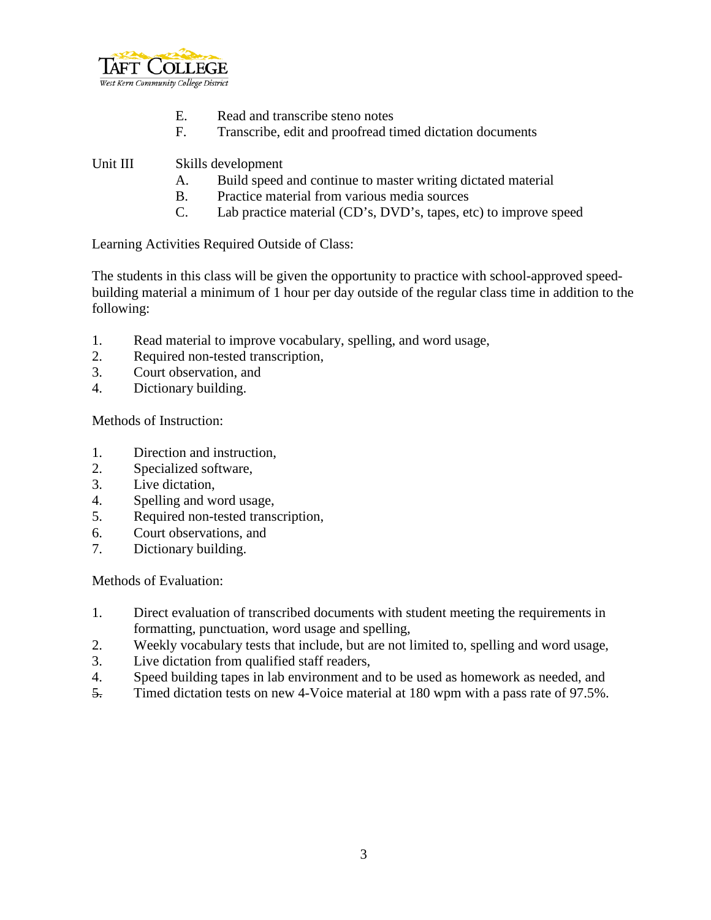E. Read and transcribe steno notes
F. Transcribe, edit and proofread timed dictation documents

Unit III Skills development

A. Build speed and continue to master writing dictated material
B. Practice material from various media sources
C. Lab practice material (CD's, DVD's, tapes, etc) to improve speed

Learning Activities Required Outside of Class:

The students in this class will be given the opportunity to practice with school-approved speed-building material a minimum of 1 hour per day outside of the regular class time in addition to the following:

1. Read material to improve vocabulary, spelling, and word usage,
2. Required non-tested transcription,
3. Court observation, and
4. Dictionary building.

Methods of Instruction:

1. Direction and instruction,
2. Specialized software,
3. Live dictation,
4. Spelling and word usage,
5. Required non-tested transcription,
6. Court observations, and
7. Dictionary building.

Methods of Evaluation:

1. Direct evaluation of transcribed documents with student meeting the requirements in formatting, punctuation, word usage and spelling,
2. Weekly vocabulary tests that include, but are not limited to, spelling and word usage,
3. Live dictation from qualified staff readers,
4. Speed building tapes in lab environment and to be used as homework as needed, and
5. Timed dictation tests on new 4-Voice material at 180 wpm with a pass rate of 97.5%.